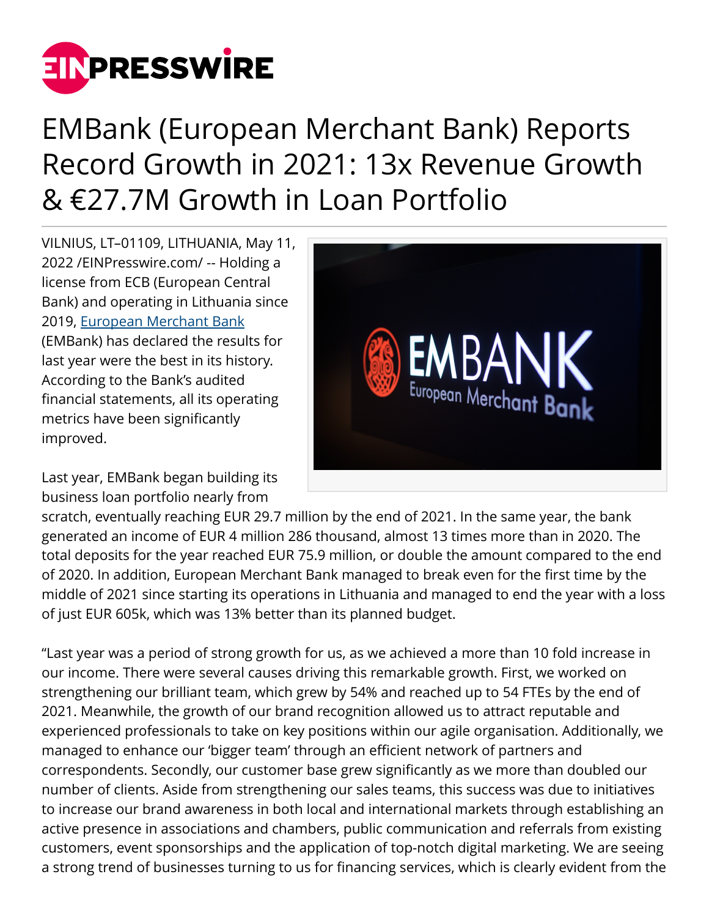# EMBank (European Merchant Bank) Reports Record Growth in 2021: 13x Revenue Growth & €27.7M Growth in Loan Portfolio

VILNIUS, LT–01109, LITHUANIA, May 11, 2022 /EINPresswire.com/ -- Holding a license from ECB (European Central Bank) and operating in Lithuania since 2019, [European Merchant Bank](#) (EMBank) has declared the results for last year were the best in its history. According to the Bank's audited financial statements, all its operating metrics have been significantly improved.

Last year, EMBank began building its business loan portfolio nearly from scratch, eventually reaching EUR 29.7 million by the end of 2021. In the same year, the bank generated an income of EUR 4 million 286 thousand, almost 13 times more than in 2020. The total deposits for the year reached EUR 75.9 million, or double the amount compared to the end of 2020. In addition, European Merchant Bank managed to break even for the first time by the middle of 2021 since starting its operations in Lithuania and managed to end the year with a loss of just EUR 605k, which was 13% better than its planned budget.

"Last year was a period of strong growth for us, as we achieved a more than 10 fold increase in our income. There were several causes driving this remarkable growth. First, we worked on strengthening our brilliant team, which grew by 54% and reached up to 54 FTEs by the end of 2021. Meanwhile, the growth of our brand recognition allowed us to attract reputable and experienced professionals to take on key positions within our agile organisation. Additionally, we managed to enhance our 'bigger team' through an efficient network of partners and correspondents. Secondly, our customer base grew significantly as we more than doubled our number of clients. Aside from strengthening our sales teams, this success was due to initiatives to increase our brand awareness in both local and international markets through establishing an active presence in associations and chambers, public communication and referrals from existing customers, event sponsorships and the application of top-notch digital marketing. We are seeing a strong trend of businesses turning to us for financing services, which is clearly evident from the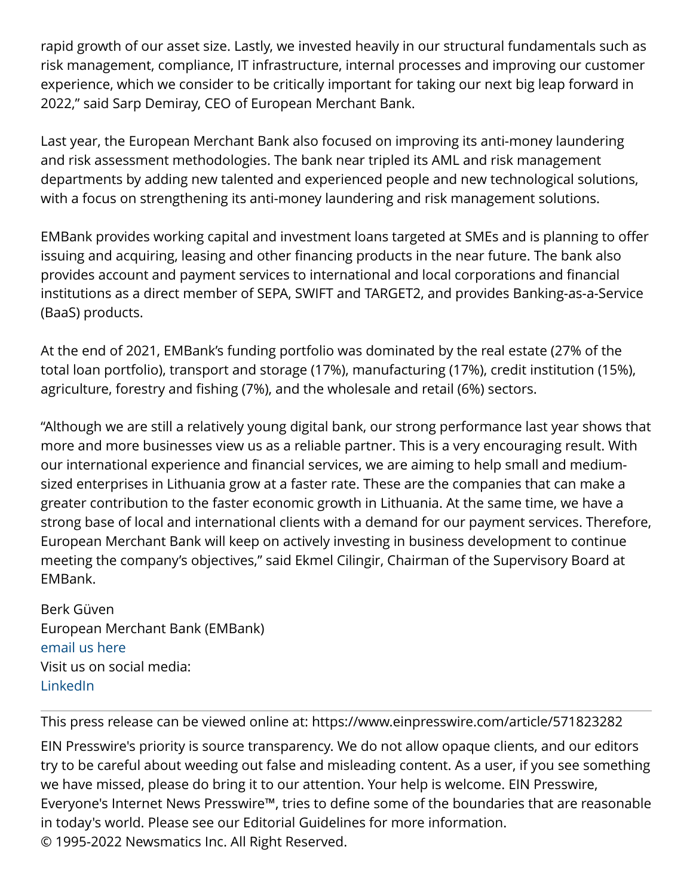rapid growth of our asset size. Lastly, we invested heavily in our structural fundamentals such as risk management, compliance, IT infrastructure, internal processes and improving our customer experience, which we consider to be critically important for taking our next big leap forward in 2022," said Sarp Demiray, CEO of European Merchant Bank.

Last year, the European Merchant Bank also focused on improving its anti-money laundering and risk assessment methodologies. The bank near tripled its AML and risk management departments by adding new talented and experienced people and new technological solutions, with a focus on strengthening its anti-money laundering and risk management solutions.

EMBank provides working capital and investment loans targeted at SMEs and is planning to offer issuing and acquiring, leasing and other financing products in the near future. The bank also provides account and payment services to international and local corporations and financial institutions as a direct member of SEPA, SWIFT and TARGET2, and provides Banking-as-a-Service (BaaS) products.

At the end of 2021, EMBank's funding portfolio was dominated by the real estate (27% of the total loan portfolio), transport and storage (17%), manufacturing (17%), credit institution (15%), agriculture, forestry and fishing (7%), and the wholesale and retail (6%) sectors.

"Although we are still a relatively young digital bank, our strong performance last year shows that more and more businesses view us as a reliable partner. This is a very encouraging result. With our international experience and financial services, we are aiming to help small and medium-sized enterprises in Lithuania grow at a faster rate. These are the companies that can make a greater contribution to the faster economic growth in Lithuania. At the same time, we have a strong base of local and international clients with a demand for our payment services. Therefore, European Merchant Bank will keep on actively investing in business development to continue meeting the company's objectives," said Ekmel Cilingir, Chairman of the Supervisory Board at EMBank.

Berk Güven
European Merchant Bank (EMBank)
email us here
Visit us on social media:
LinkedIn

---

This press release can be viewed online at: https://www.einpresswire.com/article/571823282

EIN Presswire's priority is source transparency. We do not allow opaque clients, and our editors try to be careful about weeding out false and misleading content. As a user, if you see something we have missed, please do bring it to our attention. Your help is welcome. EIN Presswire, Everyone's Internet News Presswire™, tries to define some of the boundaries that are reasonable in today's world. Please see our Editorial Guidelines for more information.
© 1995-2022 Newsmatics Inc. All Right Reserved.